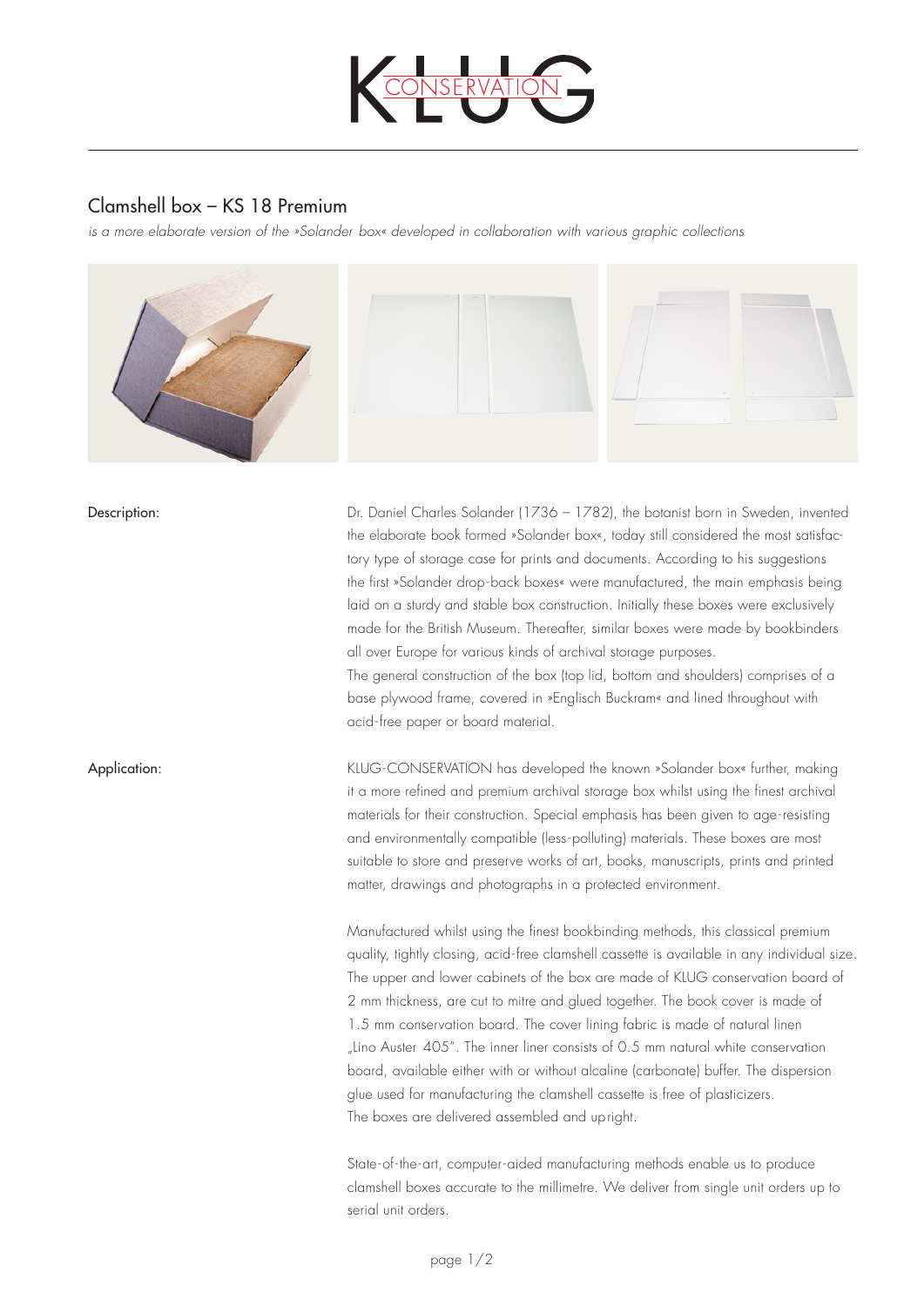# Clamshell box – KS 18 Premium

*is a more elaborate version of the »Solander box« developed in collaboration with various graphic collections*

**Description:**

Dr. Daniel Charles Solander (1736 – 1782), the botanist born in Sweden, invented the elaborate book formed »Solander box«, today still considered the most satisfactory type of storage case for prints and documents. According to his suggestions the first »Solander drop-back boxes« were manufactured, the main emphasis being laid on a sturdy and stable box construction. Initially these boxes were exclusively made for the British Museum. Thereafter, similar boxes were made by bookbinders all over Europe for various kinds of archival storage purposes.
The general construction of the box (top lid, bottom and shoulders) comprises of a base plywood frame, covered in »Englisch Buckram« and lined throughout with acid-free paper or board material.

**Application:**

KLUG-CONSERVATION has developed the known »Solander box« further, making it a more refined and premium archival storage box whilst using the finest archival materials for their construction. Special emphasis has been given to age-resisting and environmentally compatible (less-polluting) materials. These boxes are most suitable to store and preserve works of art, books, manuscripts, prints and printed matter, drawings and photographs in a protected environment.

Manufactured whilst using the finest bookbinding methods, this classical premium quality, tightly closing, acid-free clamshell cassette is available in any individual size. The upper and lower cabinets of the box are made of KLUG conservation board of 2 mm thickness, are cut to mitre and glued together. The book cover is made of 1.5 mm conservation board. The cover lining fabric is made of natural linen „Lino Auster 405". The inner liner consists of 0.5 mm natural white conservation board, available either with or without alcaline (carbonate) buffer. The dispersion glue used for manufacturing the clamshell cassette is free of plasticizers.
The boxes are delivered assembled and upright.

State-of-the-art, computer-aided manufacturing methods enable us to produce clamshell boxes accurate to the millimetre. We deliver from single unit orders up to serial unit orders.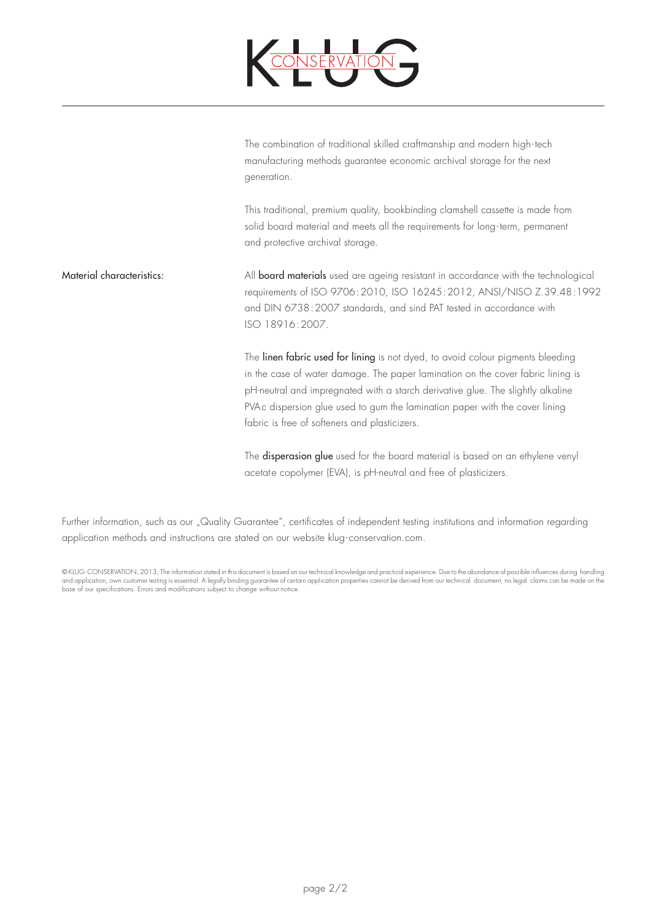KLUG CONSERVATION

The combination of traditional skilled craftmanship and modern high-tech manufacturing methods guarantee economic archival storage for the next generation.

This traditional, premium quality, bookbinding clamshell cassette is made from solid board material and meets all the requirements for long-term, permanent and protective archival storage.

Material characteristics:

All **board materials** used are ageing resistant in accordance with the technological requirements of ISO 9706:2010, ISO 16245:2012, ANSI/NISO Z.39.48:1992 and DIN 6738:2007 standards, and sind PAT tested in accordance with ISO 18916:2007.

The **linen fabric used for lining** is not dyed, to avoid colour pigments bleeding in the case of water damage. The paper lamination on the cover fabric lining is pH-neutral and impregnated with a starch derivative glue. The slightly alkaline PVAc dispersion glue used to gum the lamination paper with the cover lining fabric is free of softeners and plasticizers.

The **disperasion glue** used for the board material is based on an ethylene venyl acetate copolymer (EVA), is pH-neutral and free of plasticizers.

Further information, such as our „Quality Guarantee", certificates of independent testing institutions and information regarding application methods and instructions are stated on our website klug-conservation.com.

© KLUG-CONSERVATION, 2013; The information stated in this document is based on our technical knowledge and practical experience. Due to the abundance of possible influences during handling and application, own customer testing is essential. A legally binding guarantee of certain application properties cannot be derived from our technical document, no legal claims can be made on the base of our specifications. Errors and modifications subject to change without notice.